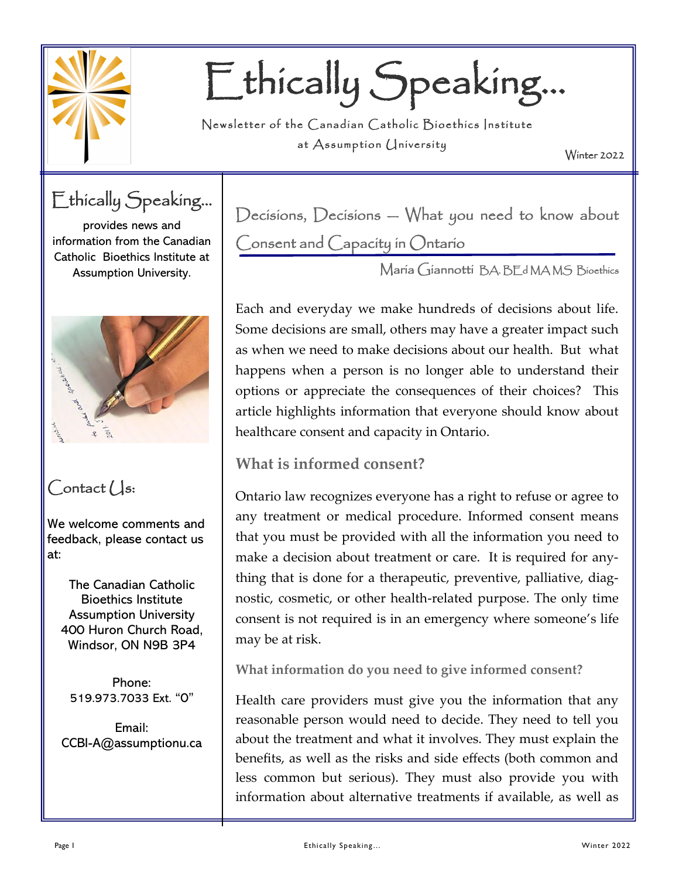# Ethically Speaking...

Newsletter of the Canadian Catholic Bioethics Institute at Assumption University

Winter 2022

**Ethically Speaking...** provides news and information from the Canadian Catholic Bioethics Institute at Assumption University.

## Contact Us:

We welcome comments and feedback, please contact us at:

The Canadian Catholic Bioethics Institute
Assumption University
400 Huron Church Road,
Windsor, ON N9B 3P4

Phone:
519.973.7033 Ext. "0"

Email:
CCBI-A@assumptionu.ca

## Decisions, Decisions — What you need to know about Consent and Capacity in Ontario

Maria Giannotti BA. BEd MA MS Bioethics

Each and everyday we make hundreds of decisions about life. Some decisions are small, others may have a greater impact such as when we need to make decisions about our health. But what happens when a person is no longer able to understand their options or appreciate the consequences of their choices? This article highlights information that everyone should know about healthcare consent and capacity in Ontario.

### What is informed consent?

Ontario law recognizes everyone has a right to refuse or agree to any treatment or medical procedure. Informed consent means that you must be provided with all the information you need to make a decision about treatment or care. It is required for anything that is done for a therapeutic, preventive, palliative, diagnostic, cosmetic, or other health-related purpose. The only time consent is not required is in an emergency where someone's life may be at risk.

#### What information do you need to give informed consent?

Health care providers must give you the information that any reasonable person would need to decide. They need to tell you about the treatment and what it involves. They must explain the benefits, as well as the risks and side effects (both common and less common but serious). They must also provide you with information about alternative treatments if available, as well as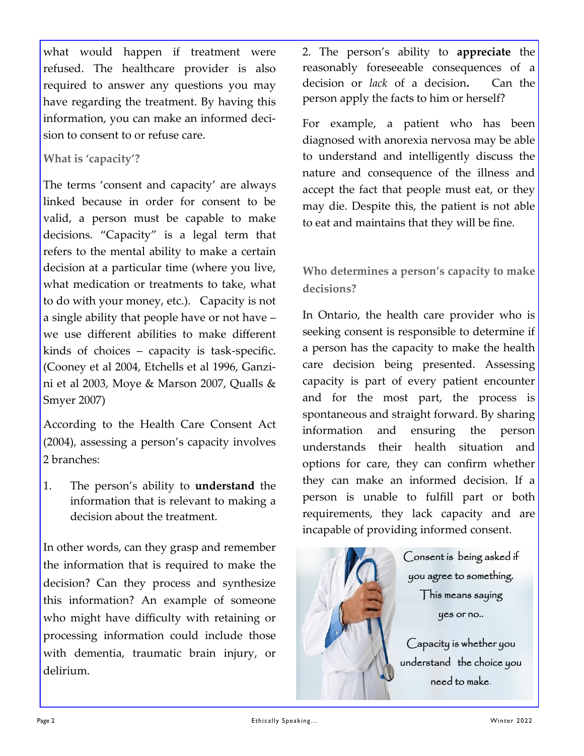what would happen if treatment were refused. The healthcare provider is also required to answer any questions you may have regarding the treatment. By having this information, you can make an informed decision to consent to or refuse care.

### What is 'capacity'?

The terms 'consent and capacity' are always linked because in order for consent to be valid, a person must be capable to make decisions. "Capacity" is a legal term that refers to the mental ability to make a certain decision at a particular time (where you live, what medication or treatments to take, what to do with your money, etc.). Capacity is not a single ability that people have or not have – we use different abilities to make different kinds of choices – capacity is task-specific. (Cooney et al 2004, Etchells et al 1996, Ganzini et al 2003, Moye & Marson 2007, Qualls & Smyer 2007)

According to the Health Care Consent Act (2004), assessing a person's capacity involves 2 branches:

1. The person's ability to **understand** the information that is relevant to making a decision about the treatment.

In other words, can they grasp and remember the information that is required to make the decision? Can they process and synthesize this information? An example of someone who might have difficulty with retaining or processing information could include those with dementia, traumatic brain injury, or delirium.

2. The person's ability to **appreciate** the reasonably foreseeable consequences of a decision or *lack* of a decision**.** Can the person apply the facts to him or herself?

For example, a patient who has been diagnosed with anorexia nervosa may be able to understand and intelligently discuss the nature and consequence of the illness and accept the fact that people must eat, or they may die. Despite this, the patient is not able to eat and maintains that they will be fine.

### Who determines a person's capacity to make decisions?

In Ontario, the health care provider who is seeking consent is responsible to determine if a person has the capacity to make the health care decision being presented. Assessing capacity is part of every patient encounter and for the most part, the process is spontaneous and straight forward. By sharing information and ensuring the person understands their health situation and options for care, they can confirm whether they can make an informed decision. If a person is unable to fulfill part or both requirements, they lack capacity and are incapable of providing informed consent.

Consent is being asked if you agree to something. This means saying yes or no..

Capacity is whether you understand the choice you need to make.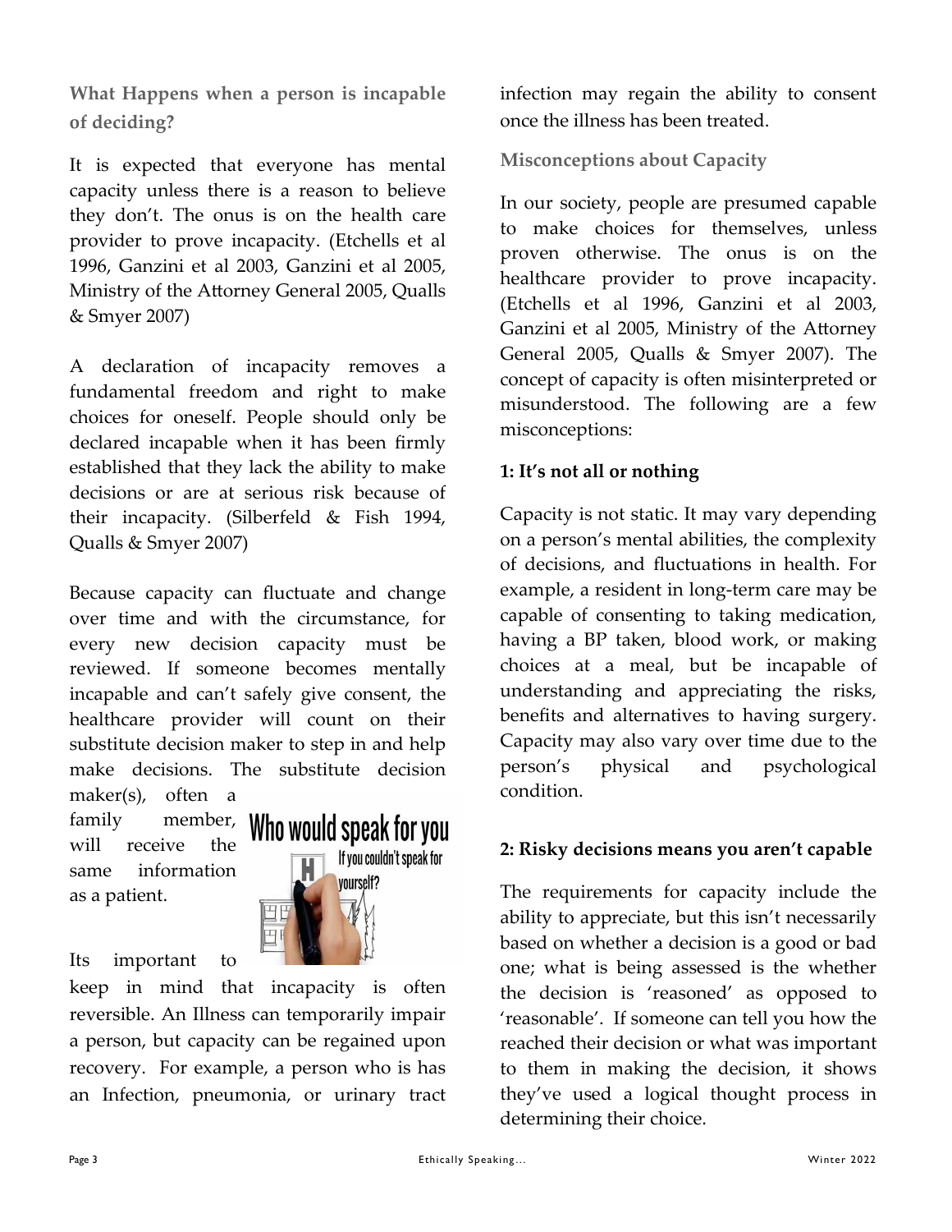### What Happens when a person is incapable of deciding?

It is expected that everyone has mental capacity unless there is a reason to believe they don't. The onus is on the health care provider to prove incapacity. (Etchells et al 1996, Ganzini et al 2003, Ganzini et al 2005, Ministry of the Attorney General 2005, Qualls & Smyer 2007)

A declaration of incapacity removes a fundamental freedom and right to make choices for oneself. People should only be declared incapable when it has been firmly established that they lack the ability to make decisions or are at serious risk because of their incapacity. (Silberfeld & Fish 1994, Qualls & Smyer 2007)

Because capacity can fluctuate and change over time and with the circumstance, for every new decision capacity must be reviewed. If someone becomes mentally incapable and can't safely give consent, the healthcare provider will count on their substitute decision maker to step in and help make decisions. The substitute decision maker(s), often a family member, will receive the same information as a patient.

Its important to keep in mind that incapacity is often reversible. An Illness can temporarily impair a person, but capacity can be regained upon recovery. For example, a person who is has an Infection, pneumonia, or urinary tract infection may regain the ability to consent once the illness has been treated.

### Misconceptions about Capacity

In our society, people are presumed capable to make choices for themselves, unless proven otherwise. The onus is on the healthcare provider to prove incapacity. (Etchells et al 1996, Ganzini et al 2003, Ganzini et al 2005, Ministry of the Attorney General 2005, Qualls & Smyer 2007). The concept of capacity is often misinterpreted or misunderstood. The following are a few misconceptions:

**1: It's not all or nothing**

Capacity is not static. It may vary depending on a person's mental abilities, the complexity of decisions, and fluctuations in health. For example, a resident in long-term care may be capable of consenting to taking medication, having a BP taken, blood work, or making choices at a meal, but be incapable of understanding and appreciating the risks, benefits and alternatives to having surgery. Capacity may also vary over time due to the person's physical and psychological condition.

**2: Risky decisions means you aren't capable**

The requirements for capacity include the ability to appreciate, but this isn't necessarily based on whether a decision is a good or bad one; what is being assessed is the whether the decision is 'reasoned' as opposed to 'reasonable'. If someone can tell you how the reached their decision or what was important to them in making the decision, it shows they've used a logical thought process in determining their choice.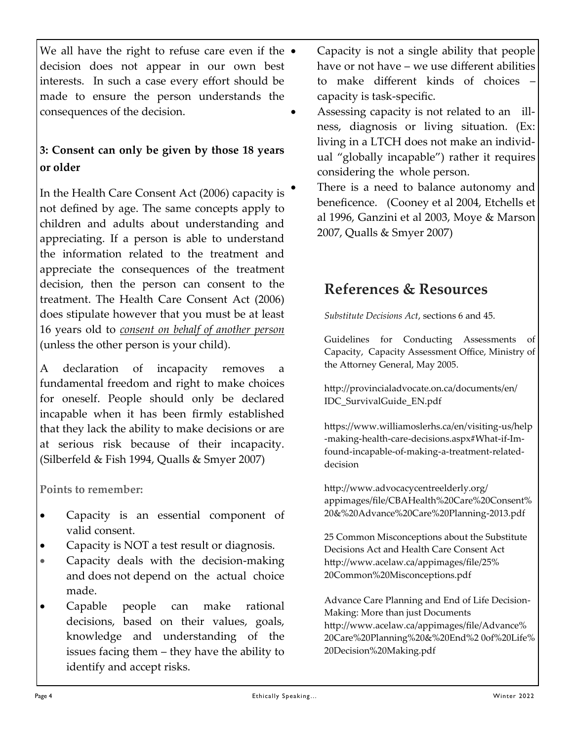We all have the right to refuse care even if the decision does not appear in our own best interests. In such a case every effort should be made to ensure the person understands the consequences of the decision.

### 3: Consent can only be given by those 18 years or older

In the Health Care Consent Act (2006) capacity is not defined by age. The same concepts apply to children and adults about understanding and appreciating. If a person is able to understand the information related to the treatment and appreciate the consequences of the treatment decision, then the person can consent to the treatment. The Health Care Consent Act (2006) does stipulate however that you must be at least 16 years old to *consent on behalf of another person* (unless the other person is your child).

A declaration of incapacity removes a fundamental freedom and right to make choices for oneself. People should only be declared incapable when it has been firmly established that they lack the ability to make decisions or are at serious risk because of their incapacity. (Silberfeld & Fish 1994, Qualls & Smyer 2007)

**Points to remember:**

- Capacity is an essential component of valid consent.
- Capacity is NOT a test result or diagnosis.
- Capacity deals with the decision-making and does not depend on the actual choice made.
- Capable people can make rational decisions, based on their values, goals, knowledge and understanding of the issues facing them – they have the ability to identify and accept risks.
- Capacity is not a single ability that people have or not have – we use different abilities to make different kinds of choices – capacity is task-specific.
- Assessing capacity is not related to an illness, diagnosis or living situation. (Ex: living in a LTCH does not make an individual "globally incapable") rather it requires considering the whole person.
- There is a need to balance autonomy and beneficence. (Cooney et al 2004, Etchells et al 1996, Ganzini et al 2003, Moye & Marson 2007, Qualls & Smyer 2007)

## References & Resources

*Substitute Decisions Act*, sections 6 and 45.

Guidelines for Conducting Assessments of Capacity, Capacity Assessment Office, Ministry of the Attorney General, May 2005.

http://provincialadvocate.on.ca/documents/en/IDC_SurvivalGuide_EN.pdf

https://www.williamoslerhs.ca/en/visiting-us/help-making-health-care-decisions.aspx#What-if-Im-found-incapable-of-making-a-treatment-related-decision

http://www.advocacycentreelderly.org/appimages/file/CBAHealth%20Care%20Consent%20&%20Advance%20Care%20Planning-2013.pdf

25 Common Misconceptions about the Substitute Decisions Act and Health Care Consent Act http://www.acelaw.ca/appimages/file/25%20Common%20Misconceptions.pdf

Advance Care Planning and End of Life Decision-Making: More than just Documents http://www.acelaw.ca/appimages/file/Advance%20Care%20Planning%20&%20End%2 0of%20Life%20Decision%20Making.pdf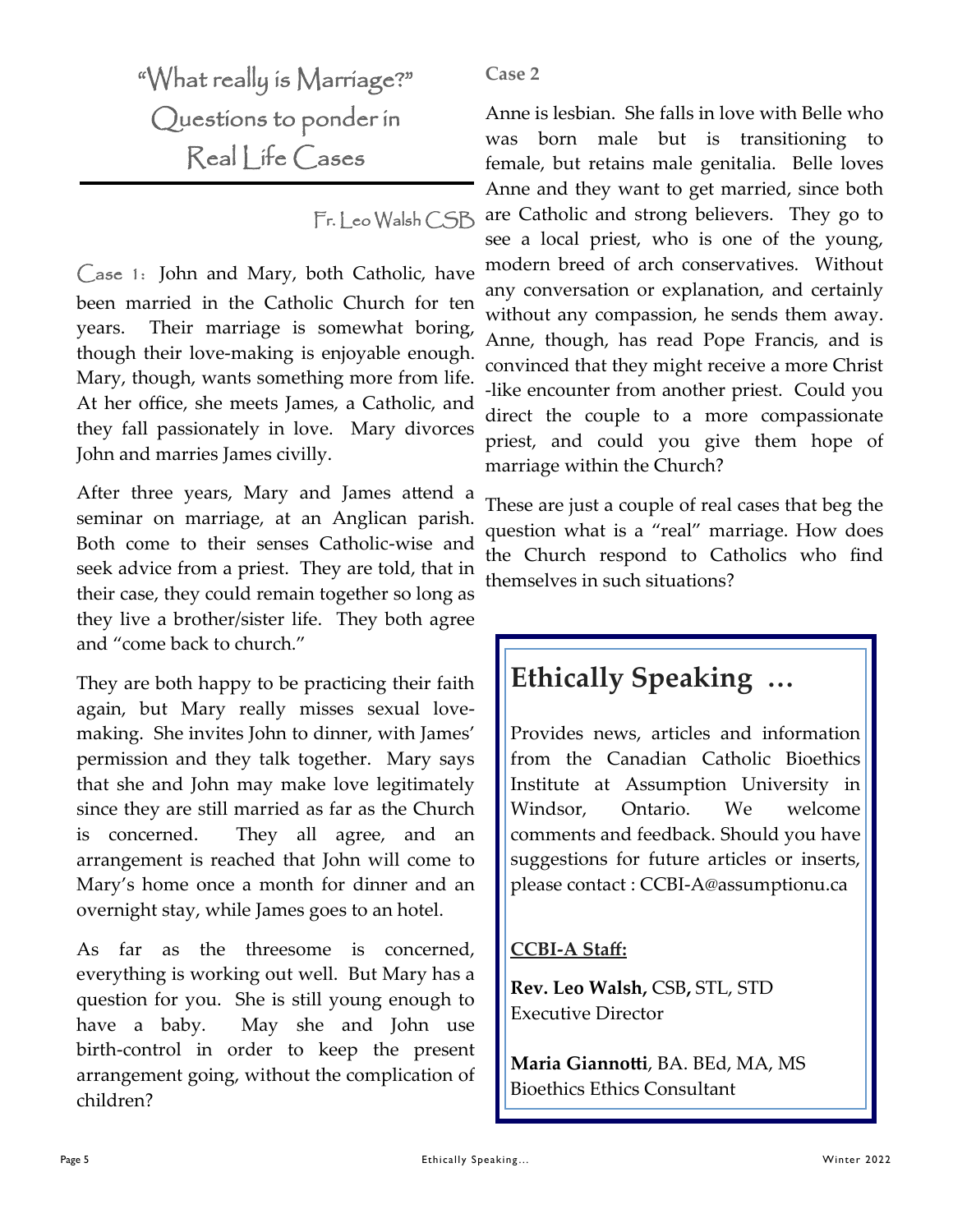# "What really is Marriage?" Questions to ponder in Real Life Cases

Fr. Leo Walsh CSB

Case 1: John and Mary, both Catholic, have been married in the Catholic Church for ten years. Their marriage is somewhat boring, though their love-making is enjoyable enough. Mary, though, wants something more from life. At her office, she meets James, a Catholic, and they fall passionately in love. Mary divorces John and marries James civilly.

After three years, Mary and James attend a seminar on marriage, at an Anglican parish. Both come to their senses Catholic-wise and seek advice from a priest. They are told, that in their case, they could remain together so long as they live a brother/sister life. They both agree and "come back to church."

They are both happy to be practicing their faith again, but Mary really misses sexual love-making. She invites John to dinner, with James' permission and they talk together. Mary says that she and John may make love legitimately since they are still married as far as the Church is concerned. They all agree, and an arrangement is reached that John will come to Mary's home once a month for dinner and an overnight stay, while James goes to an hotel.

As far as the threesome is concerned, everything is working out well. But Mary has a question for you. She is still young enough to have a baby. May she and John use birth-control in order to keep the present arrangement going, without the complication of children?

**Case 2**

Anne is lesbian. She falls in love with Belle who was born male but is transitioning to female, but retains male genitalia. Belle loves Anne and they want to get married, since both are Catholic and strong believers. They go to see a local priest, who is one of the young, modern breed of arch conservatives. Without any conversation or explanation, and certainly without any compassion, he sends them away. Anne, though, has read Pope Francis, and is convinced that they might receive a more Christ-like encounter from another priest. Could you direct the couple to a more compassionate priest, and could you give them hope of marriage within the Church?

These are just a couple of real cases that beg the question what is a "real" marriage. How does the Church respond to Catholics who find themselves in such situations?

## Ethically Speaking …

Provides news, articles and information from the Canadian Catholic Bioethics Institute at Assumption University in Windsor, Ontario. We welcome comments and feedback. Should you have suggestions for future articles or inserts, please contact : CCBI-A@assumptionu.ca

**CCBI-A Staff:**

**Rev. Leo Walsh,** CSB**,** STL, STD
Executive Director

**Maria Giannotti**, BA. BEd, MA, MS
Bioethics Ethics Consultant